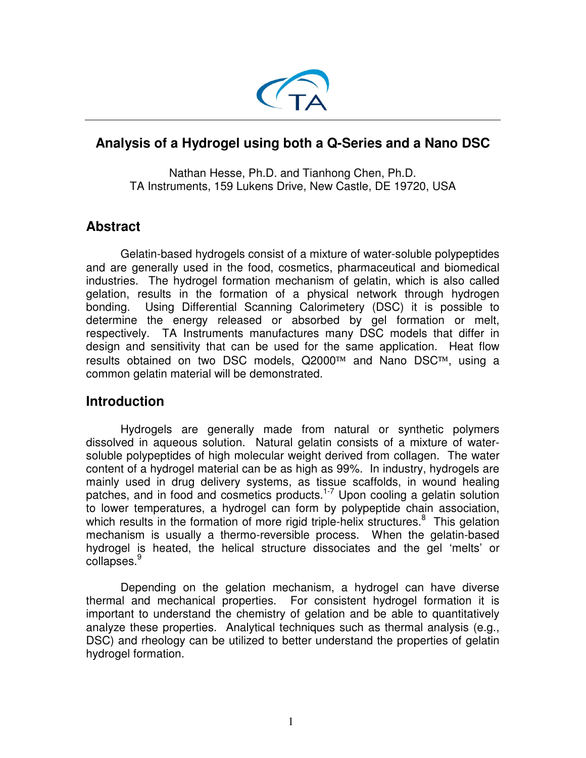# Analysis of a Hydrogel using both a Q-Series and a Nano DSC

Nathan Hesse, Ph.D. and Tianhong Chen, Ph.D.
TA Instruments, 159 Lukens Drive, New Castle, DE 19720, USA

## Abstract

Gelatin-based hydrogels consist of a mixture of water-soluble polypeptides and are generally used in the food, cosmetics, pharmaceutical and biomedical industries. The hydrogel formation mechanism of gelatin, which is also called gelation, results in the formation of a physical network through hydrogen bonding. Using Differential Scanning Calorimetery (DSC) it is possible to determine the energy released or absorbed by gel formation or melt, respectively. TA Instruments manufactures many DSC models that differ in design and sensitivity that can be used for the same application. Heat flow results obtained on two DSC models, Q2000™ and Nano DSC™, using a common gelatin material will be demonstrated.

## Introduction

Hydrogels are generally made from natural or synthetic polymers dissolved in aqueous solution. Natural gelatin consists of a mixture of water-soluble polypeptides of high molecular weight derived from collagen. The water content of a hydrogel material can be as high as 99%. In industry, hydrogels are mainly used in drug delivery systems, as tissue scaffolds, in wound healing patches, and in food and cosmetics products.[1-7] Upon cooling a gelatin solution to lower temperatures, a hydrogel can form by polypeptide chain association, which results in the formation of more rigid triple-helix structures.[8] This gelation mechanism is usually a thermo-reversible process. When the gelatin-based hydrogel is heated, the helical structure dissociates and the gel 'melts' or collapses.[9]

Depending on the gelation mechanism, a hydrogel can have diverse thermal and mechanical properties. For consistent hydrogel formation it is important to understand the chemistry of gelation and be able to quantitatively analyze these properties. Analytical techniques such as thermal analysis (e.g., DSC) and rheology can be utilized to better understand the properties of gelatin hydrogel formation.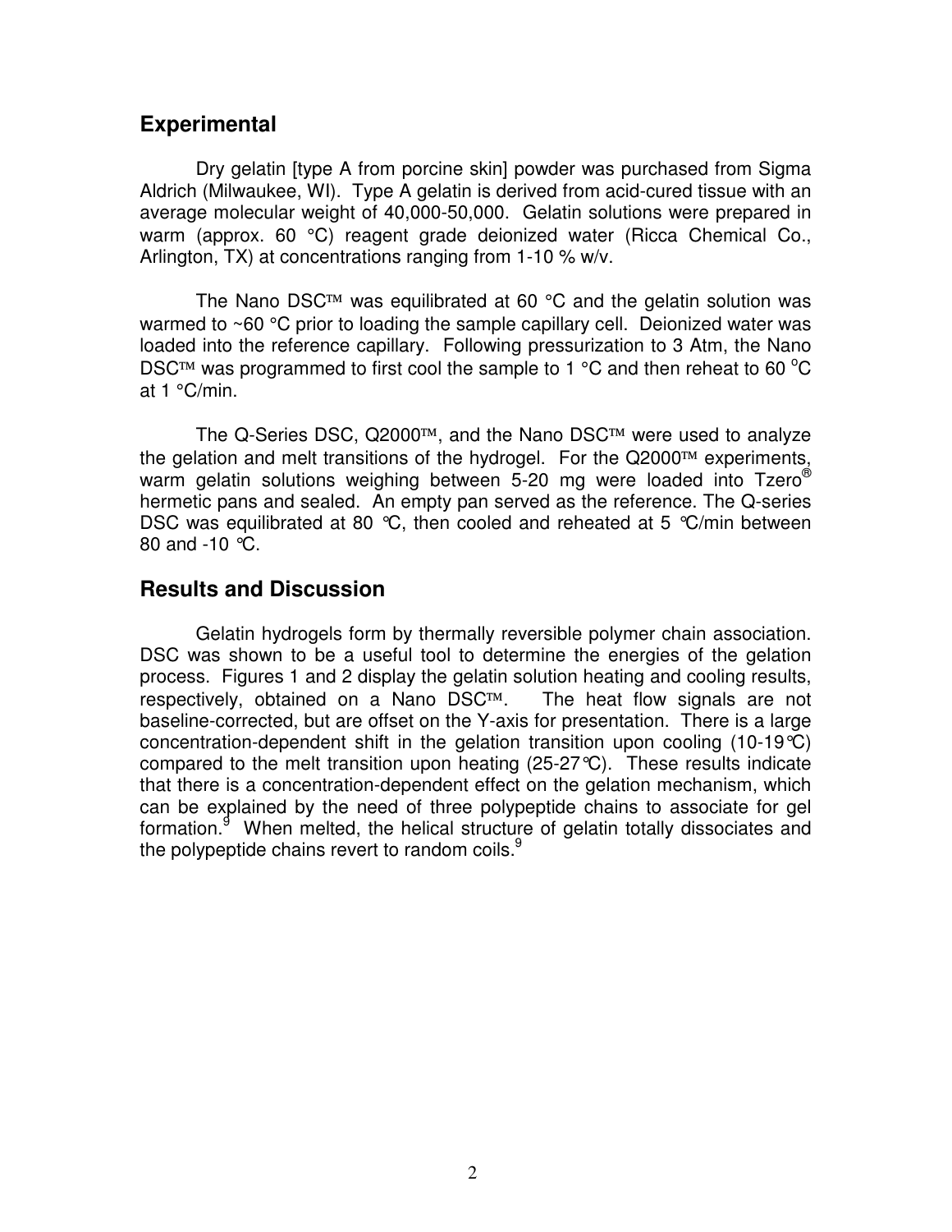## Experimental

Dry gelatin [type A from porcine skin] powder was purchased from Sigma Aldrich (Milwaukee, WI). Type A gelatin is derived from acid-cured tissue with an average molecular weight of 40,000-50,000. Gelatin solutions were prepared in warm (approx. 60 °C) reagent grade deionized water (Ricca Chemical Co., Arlington, TX) at concentrations ranging from 1-10 % w/v.

The Nano DSC™ was equilibrated at 60 °C and the gelatin solution was warmed to ~60 °C prior to loading the sample capillary cell. Deionized water was loaded into the reference capillary. Following pressurization to 3 Atm, the Nano DSC™ was programmed to first cool the sample to 1 °C and then reheat to 60 °C at 1 °C/min.

The Q-Series DSC, Q2000™, and the Nano DSC™ were used to analyze the gelation and melt transitions of the hydrogel. For the Q2000™ experiments, warm gelatin solutions weighing between 5-20 mg were loaded into Tzero® hermetic pans and sealed. An empty pan served as the reference. The Q-series DSC was equilibrated at 80 °C, then cooled and reheated at 5 °C/min between 80 and -10 °C.

## Results and Discussion

Gelatin hydrogels form by thermally reversible polymer chain association. DSC was shown to be a useful tool to determine the energies of the gelation process. Figures 1 and 2 display the gelatin solution heating and cooling results, respectively, obtained on a Nano DSC™. The heat flow signals are not baseline-corrected, but are offset on the Y-axis for presentation. There is a large concentration-dependent shift in the gelation transition upon cooling (10-19°C) compared to the melt transition upon heating (25-27°C). These results indicate that there is a concentration-dependent effect on the gelation mechanism, which can be explained by the need of three polypeptide chains to associate for gel formation.[9] When melted, the helical structure of gelatin totally dissociates and the polypeptide chains revert to random coils.[9]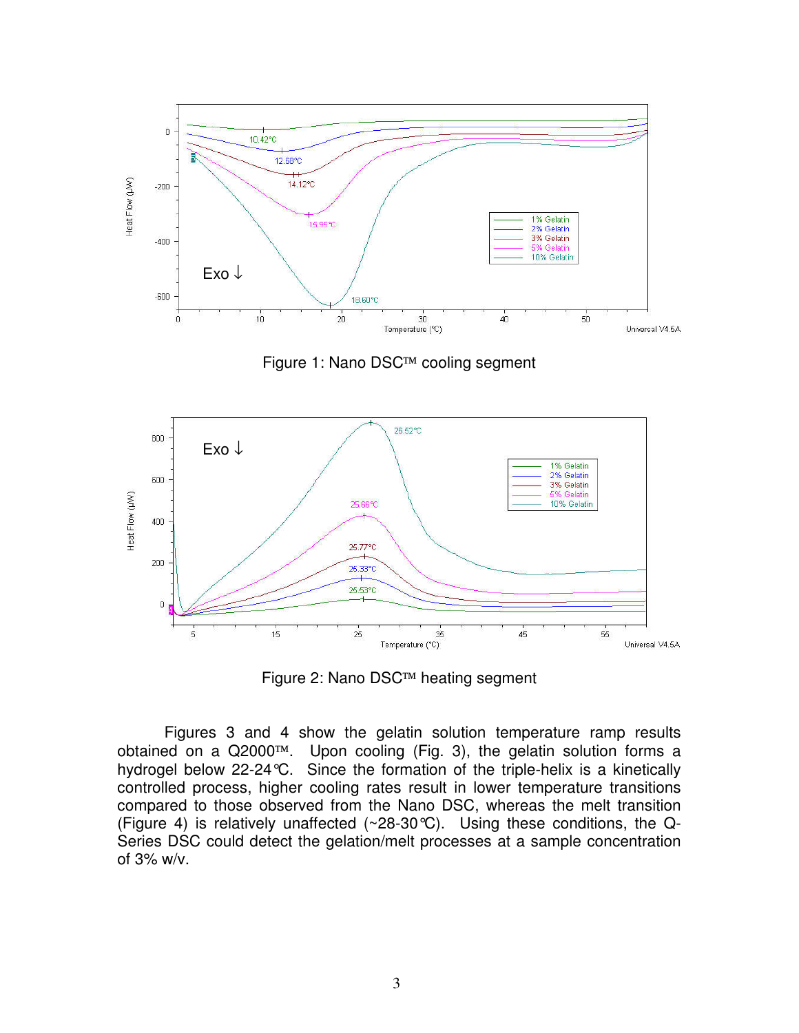Heat Flow (µW)

0

-200

-400

-600

0 10 20 30 40 50

Temperature (°C)

Universal V4.5A

Exo ↓

10.42°C

12.68°C

14.12°C

15.95°C

18.60°C

1% Gelatin
2% Gelatin
3% Gelatin
5% Gelatin
10% Gelatin

Figure 1: Nano DSC™ cooling segment

Heat Flow (µW)

800

600

400

200

0

5 15 25 35 45 55

Temperature (°C)

Universal V4.5A

Exo ↓

26.52°C

25.66°C

25.77°C

25.33°C

25.53°C

1% Gelatin
2% Gelatin
3% Gelatin
5% Gelatin
10% Gelatin

Figure 2: Nano DSC™ heating segment

Figures 3 and 4 show the gelatin solution temperature ramp results obtained on a Q2000™. Upon cooling (Fig. 3), the gelatin solution forms a hydrogel below 22-24°C. Since the formation of the triple-helix is a kinetically controlled process, higher cooling rates result in lower temperature transitions compared to those observed from the Nano DSC, whereas the melt transition (Figure 4) is relatively unaffected (~28-30°C). Using these conditions, the Q-Series DSC could detect the gelation/melt processes at a sample concentration of 3% w/v.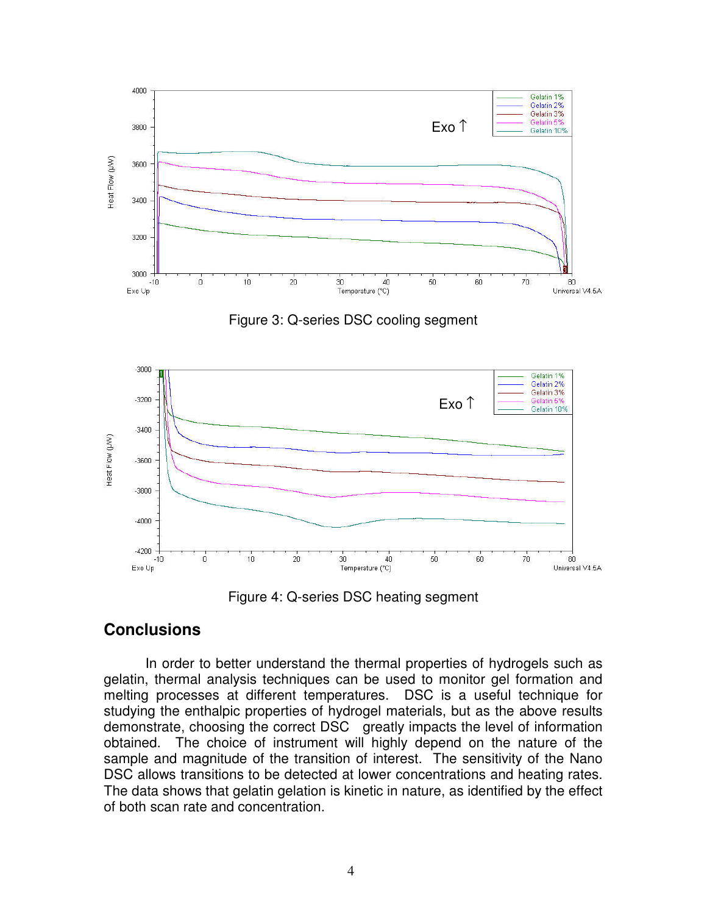4000

3800

3600

3400

3200

3000

-10

0

10

20

30

40

50

60

70

80

Heat Flow (µW)

Temperature (°C)

Exo Up

Universal V4.5A

Exo ↑

Gelatin 1%
Gelatin 2%
Gelatin 3%
Gelatin 5%
Gelatin 10%

Figure 3: Q-series DSC cooling segment

-3000

-3200

-3400

-3600

-3800

-4000

-4200

-10

0

10

20

30

40

50

60

70

80

Heat Flow (µW)

Temperature (°C)

Exo Up

Universal V4.5A

Exo ↑

Gelatin 1%
Gelatin 2%
Gelatin 3%
Gelatin 5%
Gelatin 10%

Figure 4: Q-series DSC heating segment

## Conclusions

In order to better understand the thermal properties of hydrogels such as gelatin, thermal analysis techniques can be used to monitor gel formation and melting processes at different temperatures. DSC is a useful technique for studying the enthalpic properties of hydrogel materials, but as the above results demonstrate, choosing the correct DSC greatly impacts the level of information obtained. The choice of instrument will highly depend on the nature of the sample and magnitude of the transition of interest. The sensitivity of the Nano DSC allows transitions to be detected at lower concentrations and heating rates. The data shows that gelatin gelation is kinetic in nature, as identified by the effect of both scan rate and concentration.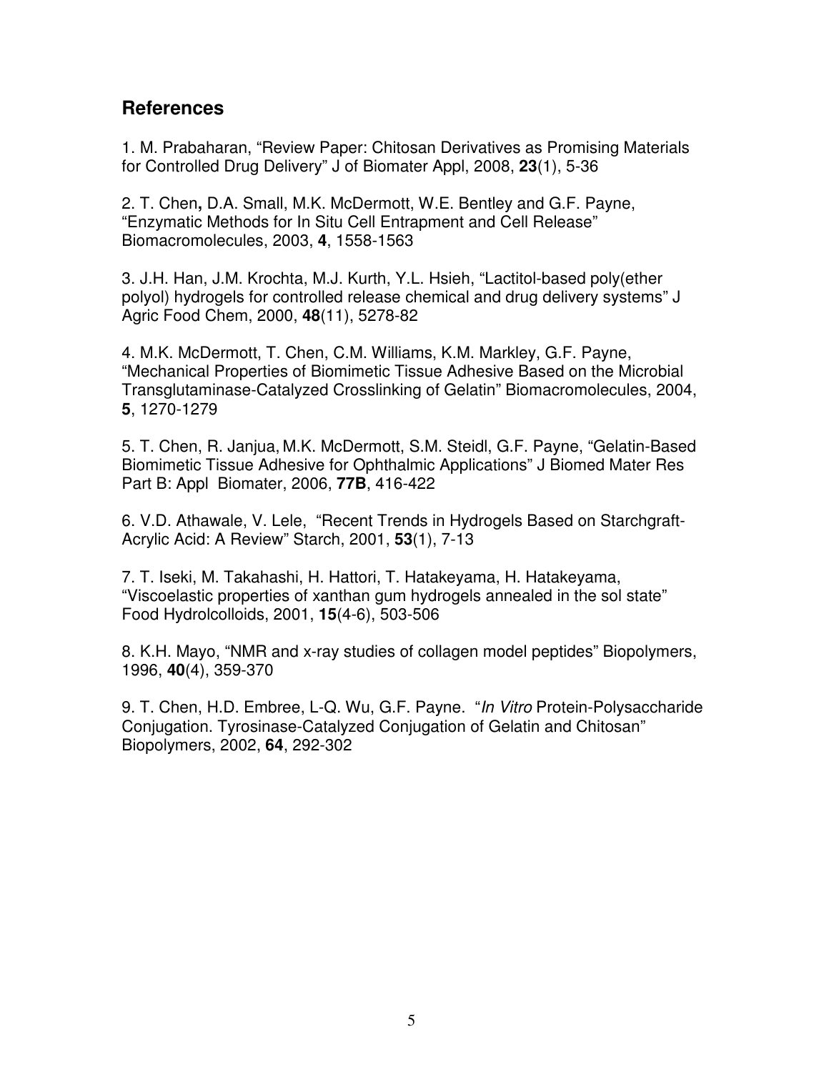## References

1. M. Prabaharan, "Review Paper: Chitosan Derivatives as Promising Materials for Controlled Drug Delivery" J of Biomater Appl, 2008, **23**(1), 5-36

2. T. Chen**,** D.A. Small, M.K. McDermott, W.E. Bentley and G.F. Payne, "Enzymatic Methods for In Situ Cell Entrapment and Cell Release" Biomacromolecules, 2003, **4**, 1558-1563

3. J.H. Han, J.M. Krochta, M.J. Kurth, Y.L. Hsieh, "Lactitol-based poly(ether polyol) hydrogels for controlled release chemical and drug delivery systems" J Agric Food Chem, 2000, **48**(11), 5278-82

4. M.K. McDermott, T. Chen, C.M. Williams, K.M. Markley, G.F. Payne, "Mechanical Properties of Biomimetic Tissue Adhesive Based on the Microbial Transglutaminase-Catalyzed Crosslinking of Gelatin" Biomacromolecules, 2004, **5**, 1270-1279

5. T. Chen, R. Janjua, M.K. McDermott, S.M. Steidl, G.F. Payne, "Gelatin-Based Biomimetic Tissue Adhesive for Ophthalmic Applications" J Biomed Mater Res Part B: Appl Biomater, 2006, **77B**, 416-422

6. V.D. Athawale, V. Lele, "Recent Trends in Hydrogels Based on Starchgraft-Acrylic Acid: A Review" Starch, 2001, **53**(1), 7-13

7. T. Iseki, M. Takahashi, H. Hattori, T. Hatakeyama, H. Hatakeyama, "Viscoelastic properties of xanthan gum hydrogels annealed in the sol state" Food Hydrolcolloids, 2001, **15**(4-6), 503-506

8. K.H. Mayo, "NMR and x-ray studies of collagen model peptides" Biopolymers, 1996, **40**(4), 359-370

9. T. Chen, H.D. Embree, L-Q. Wu, G.F. Payne. "*In Vitro* Protein-Polysaccharide Conjugation. Tyrosinase-Catalyzed Conjugation of Gelatin and Chitosan" Biopolymers, 2002, **64**, 292-302